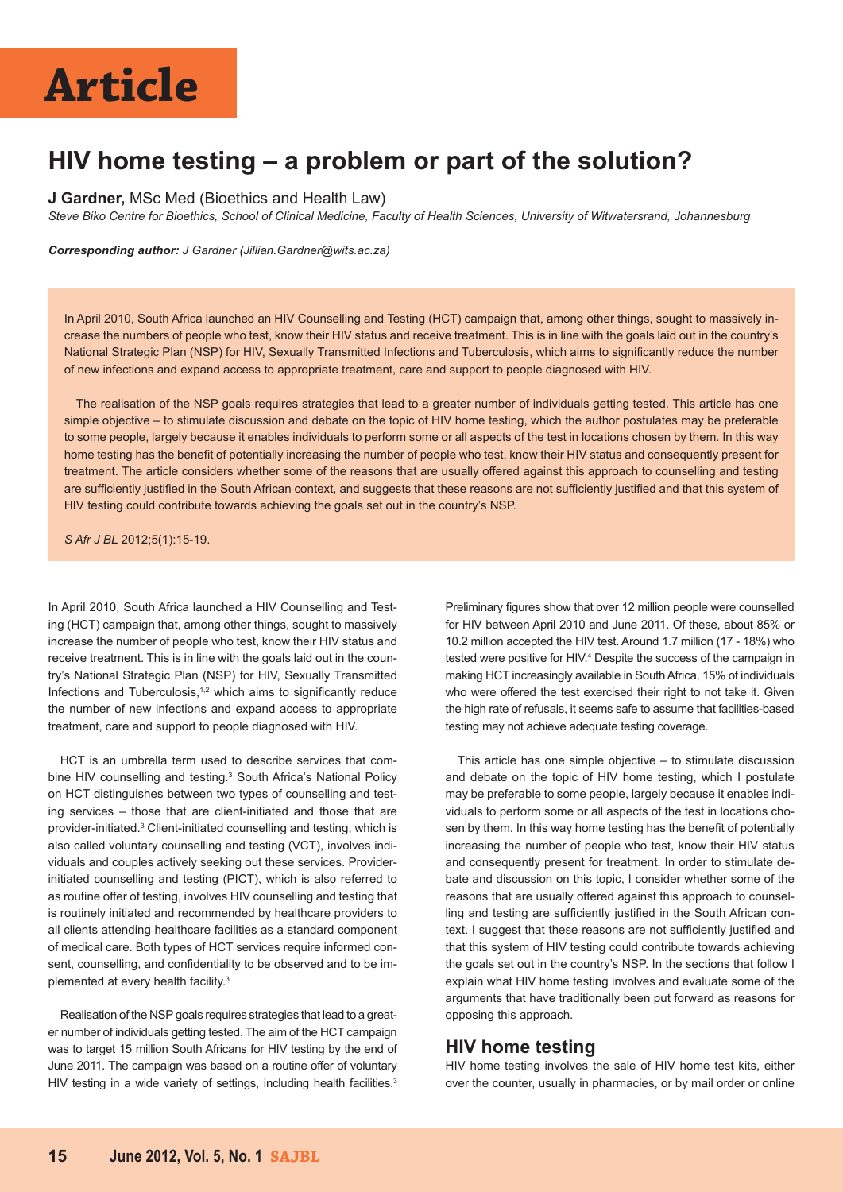# Article

## HIV home testing – a problem or part of the solution?

**J Gardner,** MSc Med (Bioethics and Health Law)
*Steve Biko Centre for Bioethics, School of Clinical Medicine, Faculty of Health Sciences, University of Witwatersrand, Johannesburg*

***Corresponding author:*** *J Gardner (Jillian.Gardner@wits.ac.za)*

In April 2010, South Africa launched an HIV Counselling and Testing (HCT) campaign that, among other things, sought to massively increase the numbers of people who test, know their HIV status and receive treatment. This is in line with the goals laid out in the country's National Strategic Plan (NSP) for HIV, Sexually Transmitted Infections and Tuberculosis, which aims to significantly reduce the number of new infections and expand access to appropriate treatment, care and support to people diagnosed with HIV.

The realisation of the NSP goals requires strategies that lead to a greater number of individuals getting tested. This article has one simple objective – to stimulate discussion and debate on the topic of HIV home testing, which the author postulates may be preferable to some people, largely because it enables individuals to perform some or all aspects of the test in locations chosen by them. In this way home testing has the benefit of potentially increasing the number of people who test, know their HIV status and consequently present for treatment. The article considers whether some of the reasons that are usually offered against this approach to counselling and testing are sufficiently justified in the South African context, and suggests that these reasons are not sufficiently justified and that this system of HIV testing could contribute towards achieving the goals set out in the country's NSP.

*S Afr J BL* 2012;5(1):15-19.

In April 2010, South Africa launched a HIV Counselling and Testing (HCT) campaign that, among other things, sought to massively increase the number of people who test, know their HIV status and receive treatment. This is in line with the goals laid out in the country's National Strategic Plan (NSP) for HIV, Sexually Transmitted Infections and Tuberculosis,[1,2] which aims to significantly reduce the number of new infections and expand access to appropriate treatment, care and support to people diagnosed with HIV.

HCT is an umbrella term used to describe services that combine HIV counselling and testing.[3] South Africa's National Policy on HCT distinguishes between two types of counselling and testing services – those that are client-initiated and those that are provider-initiated.[3] Client-initiated counselling and testing, which is also called voluntary counselling and testing (VCT), involves individuals and couples actively seeking out these services. Provider-initiated counselling and testing (PICT), which is also referred to as routine offer of testing, involves HIV counselling and testing that is routinely initiated and recommended by healthcare providers to all clients attending healthcare facilities as a standard component of medical care. Both types of HCT services require informed consent, counselling, and confidentiality to be observed and to be implemented at every health facility.[3]

Realisation of the NSP goals requires strategies that lead to a greater number of individuals getting tested. The aim of the HCT campaign was to target 15 million South Africans for HIV testing by the end of June 2011. The campaign was based on a routine offer of voluntary HIV testing in a wide variety of settings, including health facilities.[3] Preliminary figures show that over 12 million people were counselled for HIV between April 2010 and June 2011. Of these, about 85% or 10.2 million accepted the HIV test. Around 1.7 million (17 - 18%) who tested were positive for HIV.[4] Despite the success of the campaign in making HCT increasingly available in South Africa, 15% of individuals who were offered the test exercised their right to not take it. Given the high rate of refusals, it seems safe to assume that facilities-based testing may not achieve adequate testing coverage.

This article has one simple objective – to stimulate discussion and debate on the topic of HIV home testing, which I postulate may be preferable to some people, largely because it enables individuals to perform some or all aspects of the test in locations chosen by them. In this way home testing has the benefit of potentially increasing the number of people who test, know their HIV status and consequently present for treatment. In order to stimulate debate and discussion on this topic, I consider whether some of the reasons that are usually offered against this approach to counselling and testing are sufficiently justified in the South African context. I suggest that these reasons are not sufficiently justified and that this system of HIV testing could contribute towards achieving the goals set out in the country's NSP. In the sections that follow I explain what HIV home testing involves and evaluate some of the arguments that have traditionally been put forward as reasons for opposing this approach.

## HIV home testing

HIV home testing involves the sale of HIV home test kits, either over the counter, usually in pharmacies, or by mail order or online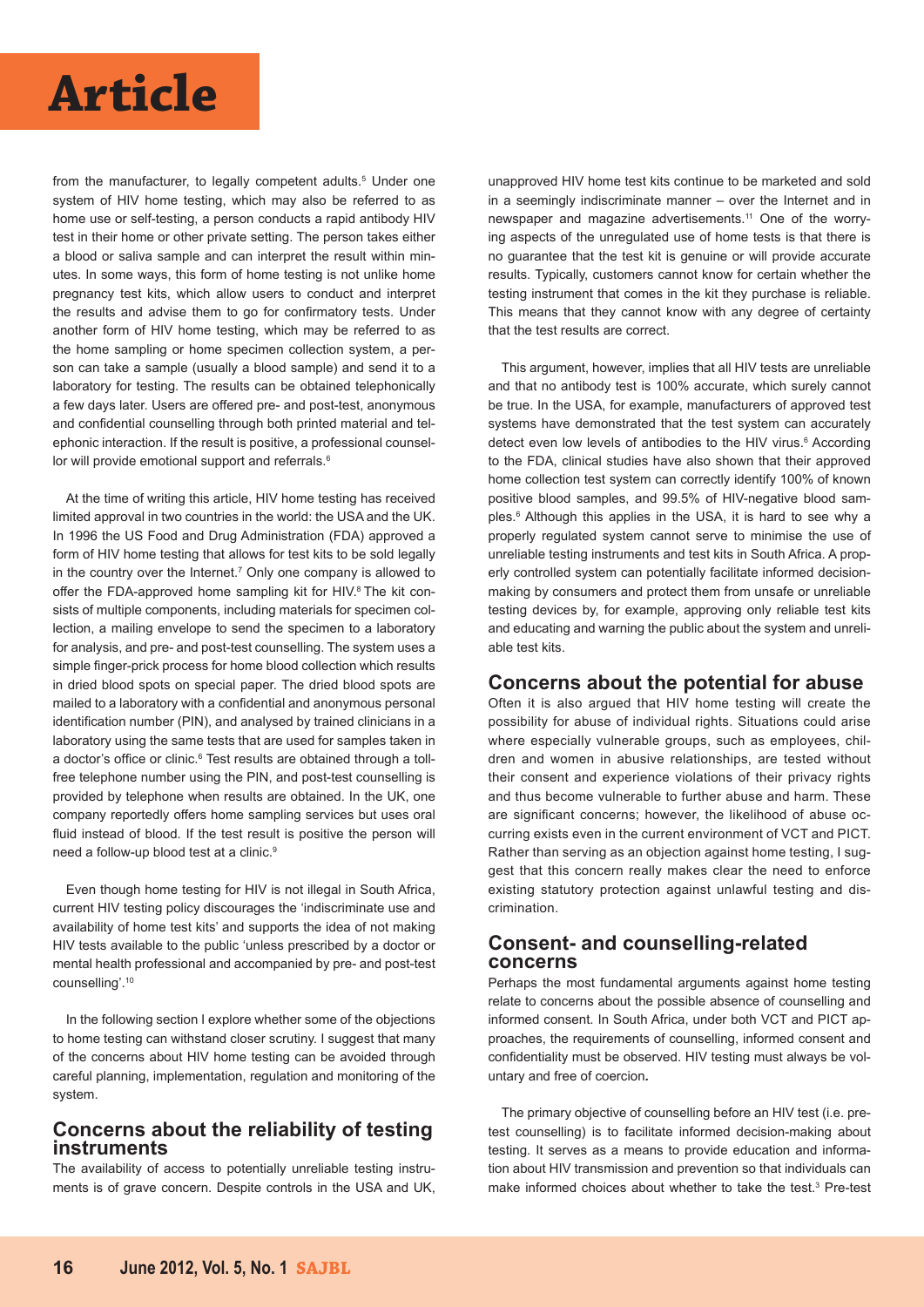from the manufacturer, to legally competent adults.[5] Under one system of HIV home testing, which may also be referred to as home use or self-testing, a person conducts a rapid antibody HIV test in their home or other private setting. The person takes either a blood or saliva sample and can interpret the result within minutes. In some ways, this form of home testing is not unlike home pregnancy test kits, which allow users to conduct and interpret the results and advise them to go for confirmatory tests. Under another form of HIV home testing, which may be referred to as the home sampling or home specimen collection system, a person can take a sample (usually a blood sample) and send it to a laboratory for testing. The results can be obtained telephonically a few days later. Users are offered pre- and post-test, anonymous and confidential counselling through both printed material and telephonic interaction. If the result is positive, a professional counsellor will provide emotional support and referrals.[6]

At the time of writing this article, HIV home testing has received limited approval in two countries in the world: the USA and the UK. In 1996 the US Food and Drug Administration (FDA) approved a form of HIV home testing that allows for test kits to be sold legally in the country over the Internet.[7] Only one company is allowed to offer the FDA-approved home sampling kit for HIV.[8] The kit consists of multiple components, including materials for specimen collection, a mailing envelope to send the specimen to a laboratory for analysis, and pre- and post-test counselling. The system uses a simple finger-prick process for home blood collection which results in dried blood spots on special paper. The dried blood spots are mailed to a laboratory with a confidential and anonymous personal identification number (PIN), and analysed by trained clinicians in a laboratory using the same tests that are used for samples taken in a doctor's office or clinic.[6] Test results are obtained through a toll-free telephone number using the PIN, and post-test counselling is provided by telephone when results are obtained. In the UK, one company reportedly offers home sampling services but uses oral fluid instead of blood. If the test result is positive the person will need a follow-up blood test at a clinic.[9]

Even though home testing for HIV is not illegal in South Africa, current HIV testing policy discourages the 'indiscriminate use and availability of home test kits' and supports the idea of not making HIV tests available to the public 'unless prescribed by a doctor or mental health professional and accompanied by pre- and post-test counselling'.[10]

In the following section I explore whether some of the objections to home testing can withstand closer scrutiny. I suggest that many of the concerns about HIV home testing can be avoided through careful planning, implementation, regulation and monitoring of the system.

## Concerns about the reliability of testing instruments

The availability of access to potentially unreliable testing instruments is of grave concern. Despite controls in the USA and UK, unapproved HIV home test kits continue to be marketed and sold in a seemingly indiscriminate manner – over the Internet and in newspaper and magazine advertisements.[11] One of the worrying aspects of the unregulated use of home tests is that there is no guarantee that the test kit is genuine or will provide accurate results. Typically, customers cannot know for certain whether the testing instrument that comes in the kit they purchase is reliable. This means that they cannot know with any degree of certainty that the test results are correct.

This argument, however, implies that all HIV tests are unreliable and that no antibody test is 100% accurate, which surely cannot be true. In the USA, for example, manufacturers of approved test systems have demonstrated that the test system can accurately detect even low levels of antibodies to the HIV virus.[6] According to the FDA, clinical studies have also shown that their approved home collection test system can correctly identify 100% of known positive blood samples, and 99.5% of HIV-negative blood samples.[6] Although this applies in the USA, it is hard to see why a properly regulated system cannot serve to minimise the use of unreliable testing instruments and test kits in South Africa. A properly controlled system can potentially facilitate informed decision-making by consumers and protect them from unsafe or unreliable testing devices by, for example, approving only reliable test kits and educating and warning the public about the system and unreliable test kits.

## Concerns about the potential for abuse

Often it is also argued that HIV home testing will create the possibility for abuse of individual rights. Situations could arise where especially vulnerable groups, such as employees, children and women in abusive relationships, are tested without their consent and experience violations of their privacy rights and thus become vulnerable to further abuse and harm. These are significant concerns; however, the likelihood of abuse occurring exists even in the current environment of VCT and PICT. Rather than serving as an objection against home testing, I suggest that this concern really makes clear the need to enforce existing statutory protection against unlawful testing and discrimination.

## Consent- and counselling-related concerns

Perhaps the most fundamental arguments against home testing relate to concerns about the possible absence of counselling and informed consent. In South Africa, under both VCT and PICT approaches, the requirements of counselling, informed consent and confidentiality must be observed. HIV testing must always be voluntary and free of coercion.

The primary objective of counselling before an HIV test (i.e. pre-test counselling) is to facilitate informed decision-making about testing. It serves as a means to provide education and information about HIV transmission and prevention so that individuals can make informed choices about whether to take the test.[3] Pre-test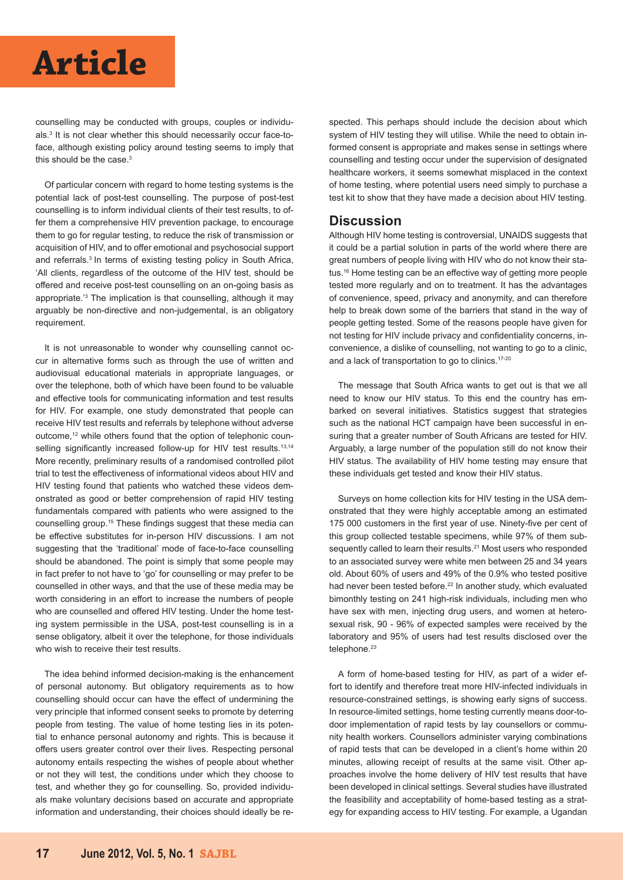counselling may be conducted with groups, couples or individuals.[3] It is not clear whether this should necessarily occur face-to-face, although existing policy around testing seems to imply that this should be the case.[3]

Of particular concern with regard to home testing systems is the potential lack of post-test counselling. The purpose of post-test counselling is to inform individual clients of their test results, to offer them a comprehensive HIV prevention package, to encourage them to go for regular testing, to reduce the risk of transmission or acquisition of HIV, and to offer emotional and psychosocial support and referrals.[3] In terms of existing testing policy in South Africa, 'All clients, regardless of the outcome of the HIV test, should be offered and receive post-test counselling on an on-going basis as appropriate.'[3] The implication is that counselling, although it may arguably be non-directive and non-judgemental, is an obligatory requirement.

It is not unreasonable to wonder why counselling cannot occur in alternative forms such as through the use of written and audiovisual educational materials in appropriate languages, or over the telephone, both of which have been found to be valuable and effective tools for communicating information and test results for HIV. For example, one study demonstrated that people can receive HIV test results and referrals by telephone without adverse outcome,[12] while others found that the option of telephonic counselling significantly increased follow-up for HIV test results.[13,14] More recently, preliminary results of a randomised controlled pilot trial to test the effectiveness of informational videos about HIV and HIV testing found that patients who watched these videos demonstrated as good or better comprehension of rapid HIV testing fundamentals compared with patients who were assigned to the counselling group.[15] These findings suggest that these media can be effective substitutes for in-person HIV discussions. I am not suggesting that the 'traditional' mode of face-to-face counselling should be abandoned. The point is simply that some people may in fact prefer to not have to 'go' for counselling or may prefer to be counselled in other ways, and that the use of these media may be worth considering in an effort to increase the numbers of people who are counselled and offered HIV testing. Under the home testing system permissible in the USA, post-test counselling is in a sense obligatory, albeit it over the telephone, for those individuals who wish to receive their test results.

The idea behind informed decision-making is the enhancement of personal autonomy. But obligatory requirements as to how counselling should occur can have the effect of undermining the very principle that informed consent seeks to promote by deterring people from testing. The value of home testing lies in its potential to enhance personal autonomy and rights. This is because it offers users greater control over their lives. Respecting personal autonomy entails respecting the wishes of people about whether or not they will test, the conditions under which they choose to test, and whether they go for counselling. So, provided individuals make voluntary decisions based on accurate and appropriate information and understanding, their choices should ideally be respected. This perhaps should include the decision about which system of HIV testing they will utilise. While the need to obtain informed consent is appropriate and makes sense in settings where counselling and testing occur under the supervision of designated healthcare workers, it seems somewhat misplaced in the context of home testing, where potential users need simply to purchase a test kit to show that they have made a decision about HIV testing.

## Discussion

Although HIV home testing is controversial, UNAIDS suggests that it could be a partial solution in parts of the world where there are great numbers of people living with HIV who do not know their status.[16] Home testing can be an effective way of getting more people tested more regularly and on to treatment. It has the advantages of convenience, speed, privacy and anonymity, and can therefore help to break down some of the barriers that stand in the way of people getting tested. Some of the reasons people have given for not testing for HIV include privacy and confidentiality concerns, inconvenience, a dislike of counselling, not wanting to go to a clinic, and a lack of transportation to go to clinics.[17-20]

The message that South Africa wants to get out is that we all need to know our HIV status. To this end the country has embarked on several initiatives. Statistics suggest that strategies such as the national HCT campaign have been successful in ensuring that a greater number of South Africans are tested for HIV. Arguably, a large number of the population still do not know their HIV status. The availability of HIV home testing may ensure that these individuals get tested and know their HIV status.

Surveys on home collection kits for HIV testing in the USA demonstrated that they were highly acceptable among an estimated 175 000 customers in the first year of use. Ninety-five per cent of this group collected testable specimens, while 97% of them subsequently called to learn their results.[21] Most users who responded to an associated survey were white men between 25 and 34 years old. About 60% of users and 49% of the 0.9% who tested positive had never been tested before.[22] In another study, which evaluated bimonthly testing on 241 high-risk individuals, including men who have sex with men, injecting drug users, and women at heterosexual risk, 90 - 96% of expected samples were received by the laboratory and 95% of users had test results disclosed over the telephone.[23]

A form of home-based testing for HIV, as part of a wider effort to identify and therefore treat more HIV-infected individuals in resource-constrained settings, is showing early signs of success. In resource-limited settings, home testing currently means door-to-door implementation of rapid tests by lay counsellors or community health workers. Counsellors administer varying combinations of rapid tests that can be developed in a client's home within 20 minutes, allowing receipt of results at the same visit. Other approaches involve the home delivery of HIV test results that have been developed in clinical settings. Several studies have illustrated the feasibility and acceptability of home-based testing as a strategy for expanding access to HIV testing. For example, a Ugandan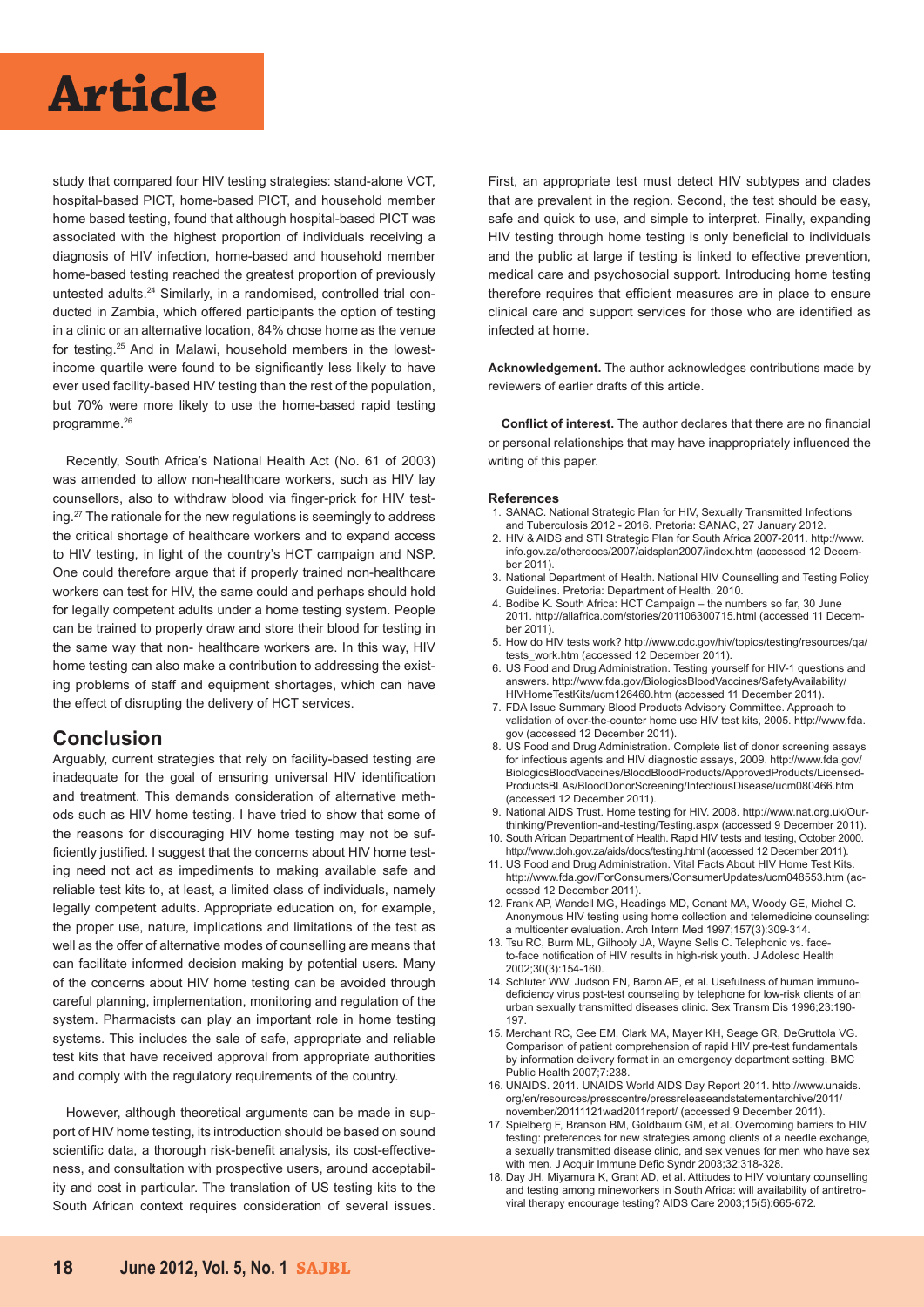study that compared four HIV testing strategies: stand-alone VCT, hospital-based PICT, home-based PICT, and household member home based testing, found that although hospital-based PICT was associated with the highest proportion of individuals receiving a diagnosis of HIV infection, home-based and household member home-based testing reached the greatest proportion of previously untested adults.[24] Similarly, in a randomised, controlled trial conducted in Zambia, which offered participants the option of testing in a clinic or an alternative location, 84% chose home as the venue for testing.[25] And in Malawi, household members in the lowest-income quartile were found to be significantly less likely to have ever used facility-based HIV testing than the rest of the population, but 70% were more likely to use the home-based rapid testing programme.[26]

Recently, South Africa's National Health Act (No. 61 of 2003) was amended to allow non-healthcare workers, such as HIV lay counsellors, also to withdraw blood via finger-prick for HIV testing.[27] The rationale for the new regulations is seemingly to address the critical shortage of healthcare workers and to expand access to HIV testing, in light of the country's HCT campaign and NSP. One could therefore argue that if properly trained non-healthcare workers can test for HIV, the same could and perhaps should hold for legally competent adults under a home testing system. People can be trained to properly draw and store their blood for testing in the same way that non- healthcare workers are. In this way, HIV home testing can also make a contribution to addressing the existing problems of staff and equipment shortages, which can have the effect of disrupting the delivery of HCT services.

## Conclusion

Arguably, current strategies that rely on facility-based testing are inadequate for the goal of ensuring universal HIV identification and treatment. This demands consideration of alternative methods such as HIV home testing. I have tried to show that some of the reasons for discouraging HIV home testing may not be sufficiently justified. I suggest that the concerns about HIV home testing need not act as impediments to making available safe and reliable test kits to, at least, a limited class of individuals, namely legally competent adults. Appropriate education on, for example, the proper use, nature, implications and limitations of the test as well as the offer of alternative modes of counselling are means that can facilitate informed decision making by potential users. Many of the concerns about HIV home testing can be avoided through careful planning, implementation, monitoring and regulation of the system. Pharmacists can play an important role in home testing systems. This includes the sale of safe, appropriate and reliable test kits that have received approval from appropriate authorities and comply with the regulatory requirements of the country.

However, although theoretical arguments can be made in support of HIV home testing, its introduction should be based on sound scientific data, a thorough risk-benefit analysis, its cost-effectiveness, and consultation with prospective users, around acceptability and cost in particular. The translation of US testing kits to the South African context requires consideration of several issues. First, an appropriate test must detect HIV subtypes and clades that are prevalent in the region. Second, the test should be easy, safe and quick to use, and simple to interpret. Finally, expanding HIV testing through home testing is only beneficial to individuals and the public at large if testing is linked to effective prevention, medical care and psychosocial support. Introducing home testing therefore requires that efficient measures are in place to ensure clinical care and support services for those who are identified as infected at home.

**Acknowledgement.** The author acknowledges contributions made by reviewers of earlier drafts of this article.

**Conflict of interest.** The author declares that there are no financial or personal relationships that may have inappropriately influenced the writing of this paper.

### References

1. SANAC. National Strategic Plan for HIV, Sexually Transmitted Infections and Tuberculosis 2012 - 2016. Pretoria: SANAC, 27 January 2012.
2. HIV & AIDS and STI Strategic Plan for South Africa 2007-2011. http://www.info.gov.za/otherdocs/2007/aidsplan2007/index.htm (accessed 12 December 2011).
3. National Department of Health. National HIV Counselling and Testing Policy Guidelines. Pretoria: Department of Health, 2010.
4. Bodibe K. South Africa: HCT Campaign – the numbers so far, 30 June 2011. http://allafrica.com/stories/201106300715.html (accessed 11 December 2011).
5. How do HIV tests work? http://www.cdc.gov/hiv/topics/testing/resources/qa/tests_work.htm (accessed 12 December 2011).
6. US Food and Drug Administration. Testing yourself for HIV-1 questions and answers. http://www.fda.gov/BiologicsBloodVaccines/SafetyAvailability/HIVHomeTestKits/ucm126460.htm (accessed 11 December 2011).
7. FDA Issue Summary Blood Products Advisory Committee. Approach to validation of over-the-counter home use HIV test kits, 2005. http://www.fda.gov (accessed 12 December 2011).
8. US Food and Drug Administration. Complete list of donor screening assays for infectious agents and HIV diagnostic assays, 2009. http://www.fda.gov/BiologicsBloodVaccines/BloodBloodProducts/ApprovedProducts/LicensedProductsBLAs/BloodDonorScreening/InfectiousDisease/ucm080466.htm (accessed 12 December 2011).
9. National AIDS Trust. Home testing for HIV. 2008. http://www.nat.org.uk/Our-thinking/Prevention-and-testing/Testing.aspx (accessed 9 December 2011).
10. South African Department of Health. Rapid HIV tests and testing, October 2000. http://www.doh.gov.za/aids/docs/testing.html (accessed 12 December 2011).
11. US Food and Drug Administration. Vital Facts About HIV Home Test Kits. http://www.fda.gov/ForConsumers/ConsumerUpdates/ucm048553.htm (accessed 12 December 2011).
12. Frank AP, Wandell MG, Headings MD, Conant MA, Woody GE, Michel C. Anonymous HIV testing using home collection and telemedicine counseling: a multicenter evaluation. Arch Intern Med 1997;157(3):309-314.
13. Tsu RC, Burm ML, Gilhooly JA, Wayne Sells C. Telephonic vs. face-to-face notification of HIV results in high-risk youth. J Adolesc Health 2002;30(3):154-160.
14. Schluter WW, Judson FN, Baron AE, et al. Usefulness of human immunodeficiency virus post-test counseling by telephone for low-risk clients of an urban sexually transmitted diseases clinic. Sex Transm Dis 1996;23:190-197.
15. Merchant RC, Gee EM, Clark MA, Mayer KH, Seage GR, DeGruttola VG. Comparison of patient comprehension of rapid HIV pre-test fundamentals by information delivery format in an emergency department setting. BMC Public Health 2007;7:238.
16. UNAIDS. 2011. UNAIDS World AIDS Day Report 2011. http://www.unaids.org/en/resources/presscentre/pressreleaseandstatementarchive/2011/november/20111121wad2011report/ (accessed 9 December 2011).
17. Spielberg F, Branson BM, Goldbaum GM, et al. Overcoming barriers to HIV testing: preferences for new strategies among clients of a needle exchange, a sexually transmitted disease clinic, and sex venues for men who have sex with men. J Acquir Immune Defic Syndr 2003;32:318-328.
18. Day JH, Miyamura K, Grant AD, et al. Attitudes to HIV voluntary counselling and testing among mineworkers in South Africa: will availability of antiretroviral therapy encourage testing? AIDS Care 2003;15(5):665-672.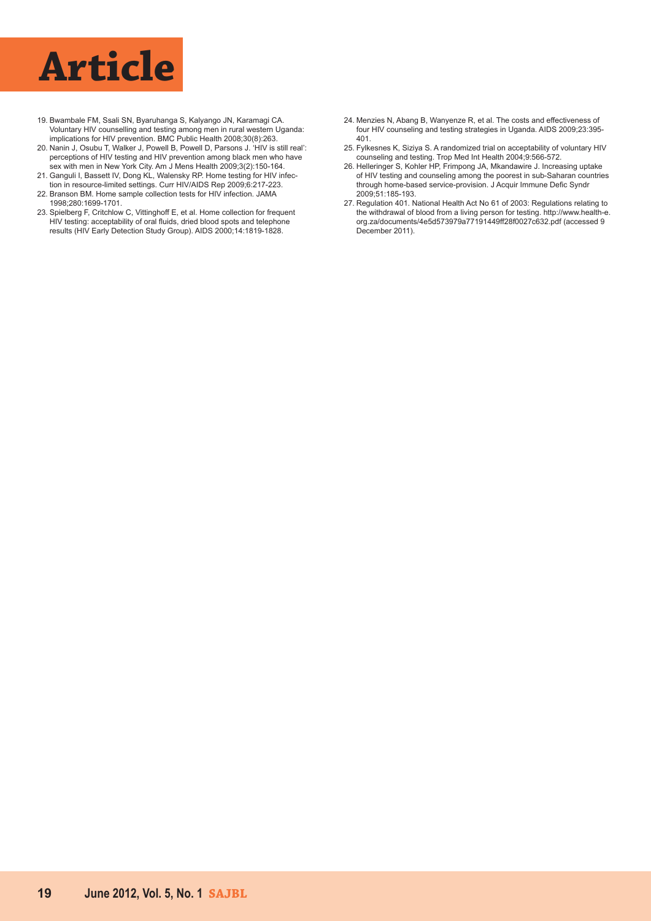19. Bwambale FM, Ssali SN, Byaruhanga S, Kalyango JN, Karamagi CA. Voluntary HIV counselling and testing among men in rural western Uganda: implications for HIV prevention. BMC Public Health 2008;30(8):263.
20. Nanin J, Osubu T, Walker J, Powell B, Powell D, Parsons J. 'HIV is still real': perceptions of HIV testing and HIV prevention among black men who have sex with men in New York City. Am J Mens Health 2009;3(2):150-164.
21. Ganguli I, Bassett IV, Dong KL, Walensky RP. Home testing for HIV infection in resource-limited settings. Curr HIV/AIDS Rep 2009;6:217-223.
22. Branson BM. Home sample collection tests for HIV infection. JAMA 1998;280:1699-1701.
23. Spielberg F, Critchlow C, Vittinghoff E, et al. Home collection for frequent HIV testing: acceptability of oral fluids, dried blood spots and telephone results (HIV Early Detection Study Group). AIDS 2000;14:1819-1828.
24. Menzies N, Abang B, Wanyenze R, et al. The costs and effectiveness of four HIV counseling and testing strategies in Uganda. AIDS 2009;23:395-401.
25. Fylkesnes K, Siziya S. A randomized trial on acceptability of voluntary HIV counseling and testing. Trop Med Int Health 2004;9:566-572.
26. Helleringer S, Kohler HP, Frimpong JA, Mkandawire J. Increasing uptake of HIV testing and counseling among the poorest in sub-Saharan countries through home-based service-provision. J Acquir Immune Defic Syndr 2009;51:185-193.
27. Regulation 401. National Health Act No 61 of 2003: Regulations relating to the withdrawal of blood from a living person for testing. http://www.health-e.org.za/documents/4e5d573979a77191449ff28f0027c632.pdf (accessed 9 December 2011).